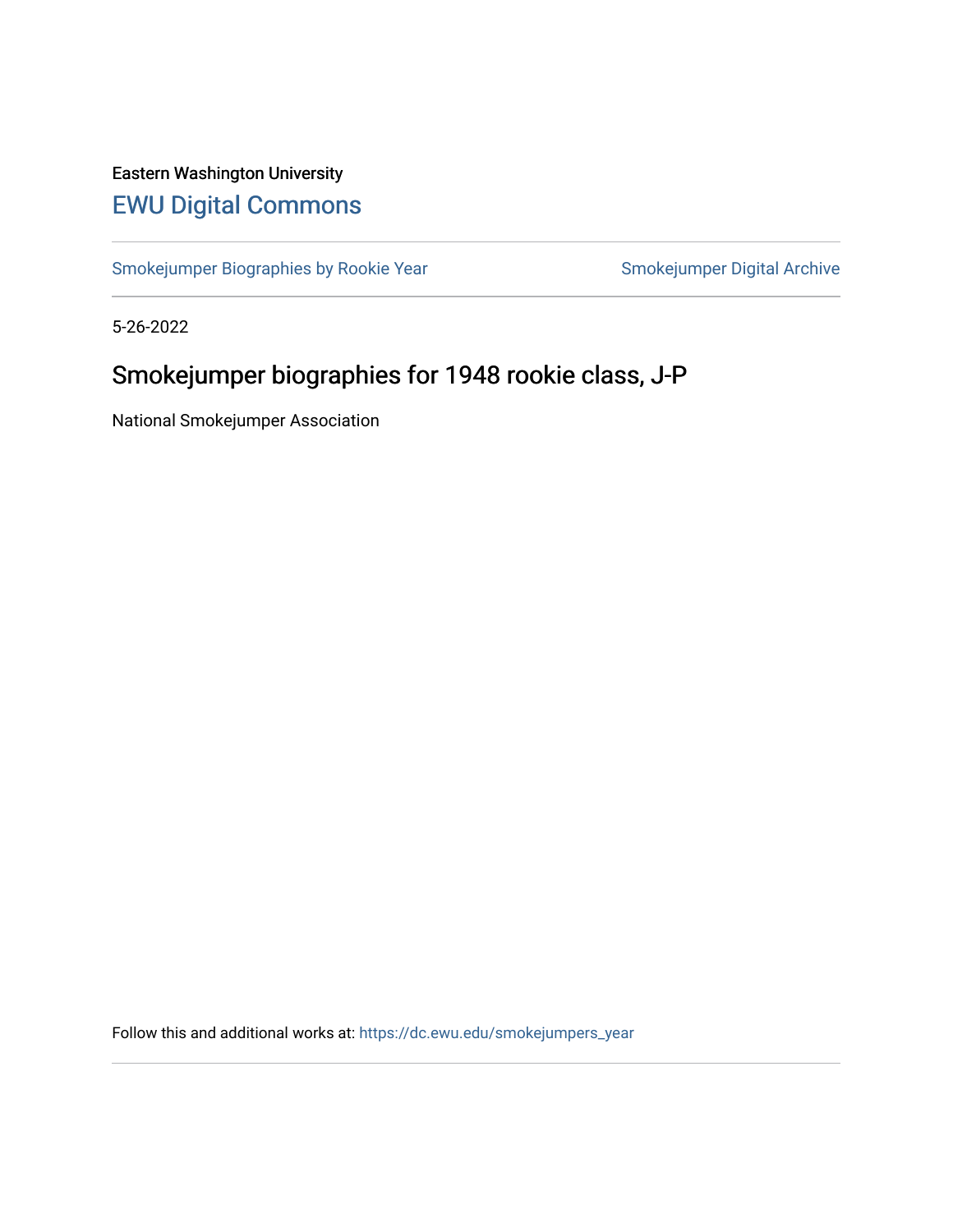Eastern Washington University

# EWU Digital Commons

Smokejumper Biographies by Rookie Year | Smokejumper Digital Archive

5-26-2022

## Smokejumper biographies for 1948 rookie class, J-P

National Smokejumper Association

Follow this and additional works at: https://dc.ewu.edu/smokejumpers_year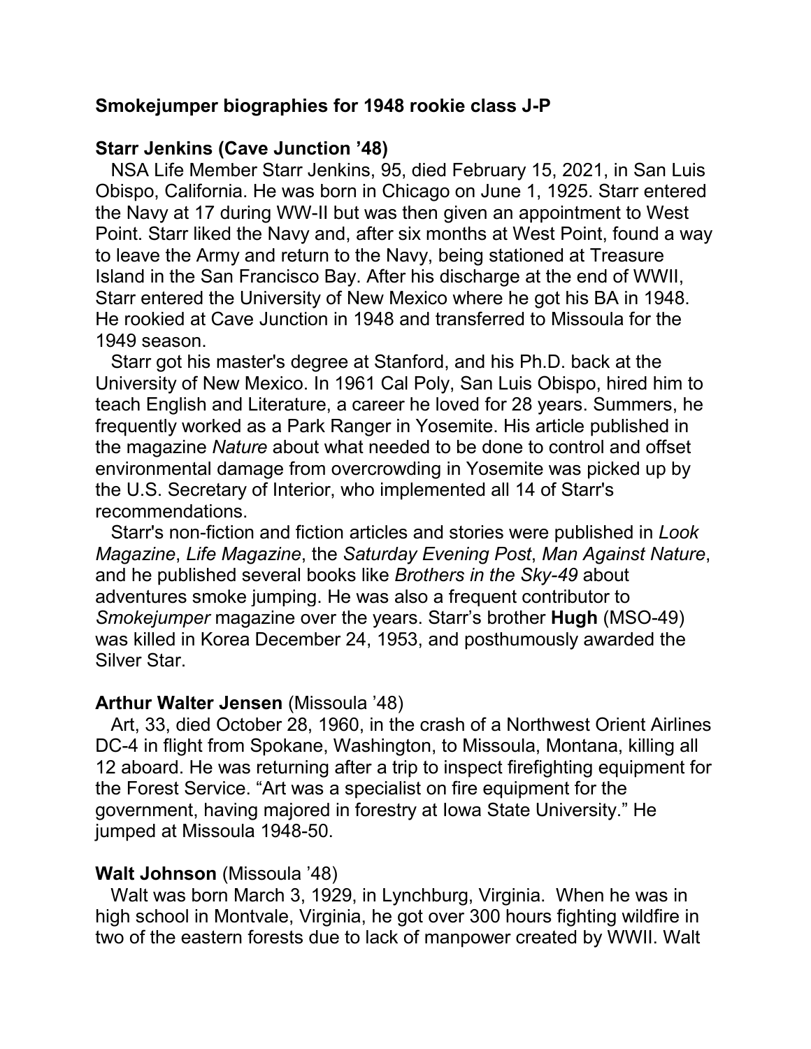**Smokejumper biographies for 1948 rookie class J-P**

**Starr Jenkins (Cave Junction '48)**

NSA Life Member Starr Jenkins, 95, died February 15, 2021, in San Luis Obispo, California. He was born in Chicago on June 1, 1925. Starr entered the Navy at 17 during WW-II but was then given an appointment to West Point. Starr liked the Navy and, after six months at West Point, found a way to leave the Army and return to the Navy, being stationed at Treasure Island in the San Francisco Bay. After his discharge at the end of WWII, Starr entered the University of New Mexico where he got his BA in 1948. He rookied at Cave Junction in 1948 and transferred to Missoula for the 1949 season.

Starr got his master's degree at Stanford, and his Ph.D. back at the University of New Mexico. In 1961 Cal Poly, San Luis Obispo, hired him to teach English and Literature, a career he loved for 28 years. Summers, he frequently worked as a Park Ranger in Yosemite. His article published in the magazine *Nature* about what needed to be done to control and offset environmental damage from overcrowding in Yosemite was picked up by the U.S. Secretary of Interior, who implemented all 14 of Starr's recommendations.

Starr's non-fiction and fiction articles and stories were published in *Look Magazine*, *Life Magazine*, the *Saturday Evening Post*, *Man Against Nature*, and he published several books like *Brothers in the Sky-49* about adventures smoke jumping. He was also a frequent contributor to *Smokejumper* magazine over the years. Starr's brother **Hugh** (MSO-49) was killed in Korea December 24, 1953, and posthumously awarded the Silver Star.

**Arthur Walter Jensen** (Missoula '48)

Art, 33, died October 28, 1960, in the crash of a Northwest Orient Airlines DC-4 in flight from Spokane, Washington, to Missoula, Montana, killing all 12 aboard. He was returning after a trip to inspect firefighting equipment for the Forest Service. "Art was a specialist on fire equipment for the government, having majored in forestry at Iowa State University." He jumped at Missoula 1948-50.

**Walt Johnson** (Missoula '48)

Walt was born March 3, 1929, in Lynchburg, Virginia. When he was in high school in Montvale, Virginia, he got over 300 hours fighting wildfire in two of the eastern forests due to lack of manpower created by WWII. Walt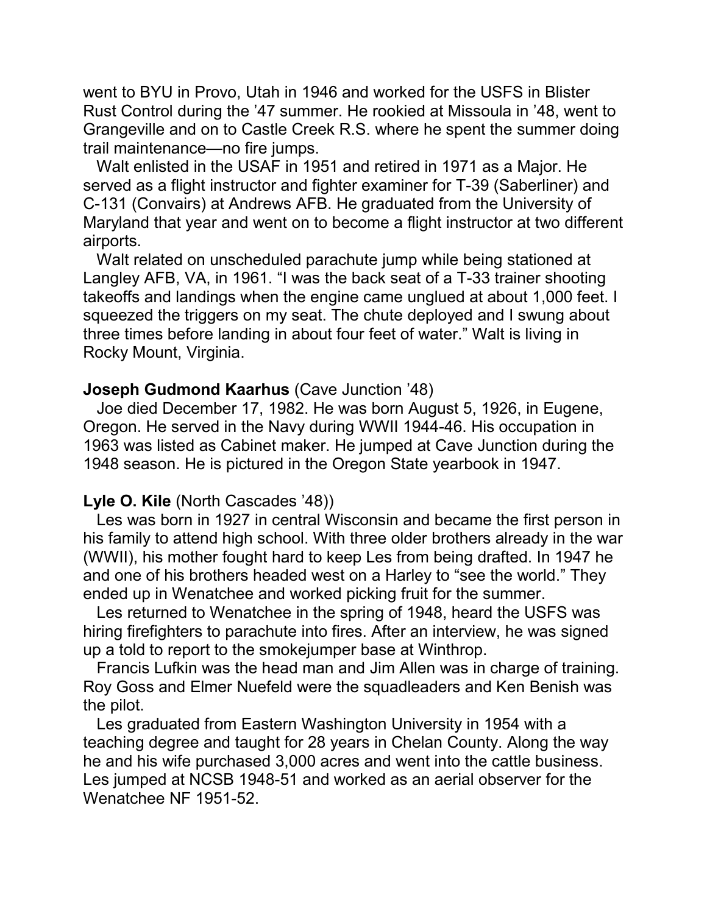went to BYU in Provo, Utah in 1946 and worked for the USFS in Blister Rust Control during the '47 summer. He rookied at Missoula in '48, went to Grangeville and on to Castle Creek R.S. where he spent the summer doing trail maintenance—no fire jumps.

Walt enlisted in the USAF in 1951 and retired in 1971 as a Major. He served as a flight instructor and fighter examiner for T-39 (Saberliner) and C-131 (Convairs) at Andrews AFB. He graduated from the University of Maryland that year and went on to become a flight instructor at two different airports.

Walt related on unscheduled parachute jump while being stationed at Langley AFB, VA, in 1961. "I was the back seat of a T-33 trainer shooting takeoffs and landings when the engine came unglued at about 1,000 feet. I squeezed the triggers on my seat. The chute deployed and I swung about three times before landing in about four feet of water." Walt is living in Rocky Mount, Virginia.

**Joseph Gudmond Kaarhus** (Cave Junction '48)

Joe died December 17, 1982. He was born August 5, 1926, in Eugene, Oregon. He served in the Navy during WWII 1944-46. His occupation in 1963 was listed as Cabinet maker. He jumped at Cave Junction during the 1948 season. He is pictured in the Oregon State yearbook in 1947.

**Lyle O. Kile** (North Cascades '48))

Les was born in 1927 in central Wisconsin and became the first person in his family to attend high school. With three older brothers already in the war (WWII), his mother fought hard to keep Les from being drafted. In 1947 he and one of his brothers headed west on a Harley to "see the world." They ended up in Wenatchee and worked picking fruit for the summer.

Les returned to Wenatchee in the spring of 1948, heard the USFS was hiring firefighters to parachute into fires. After an interview, he was signed up a told to report to the smokejumper base at Winthrop.

Francis Lufkin was the head man and Jim Allen was in charge of training. Roy Goss and Elmer Nuefeld were the squadleaders and Ken Benish was the pilot.

Les graduated from Eastern Washington University in 1954 with a teaching degree and taught for 28 years in Chelan County. Along the way he and his wife purchased 3,000 acres and went into the cattle business. Les jumped at NCSB 1948-51 and worked as an aerial observer for the Wenatchee NF 1951-52.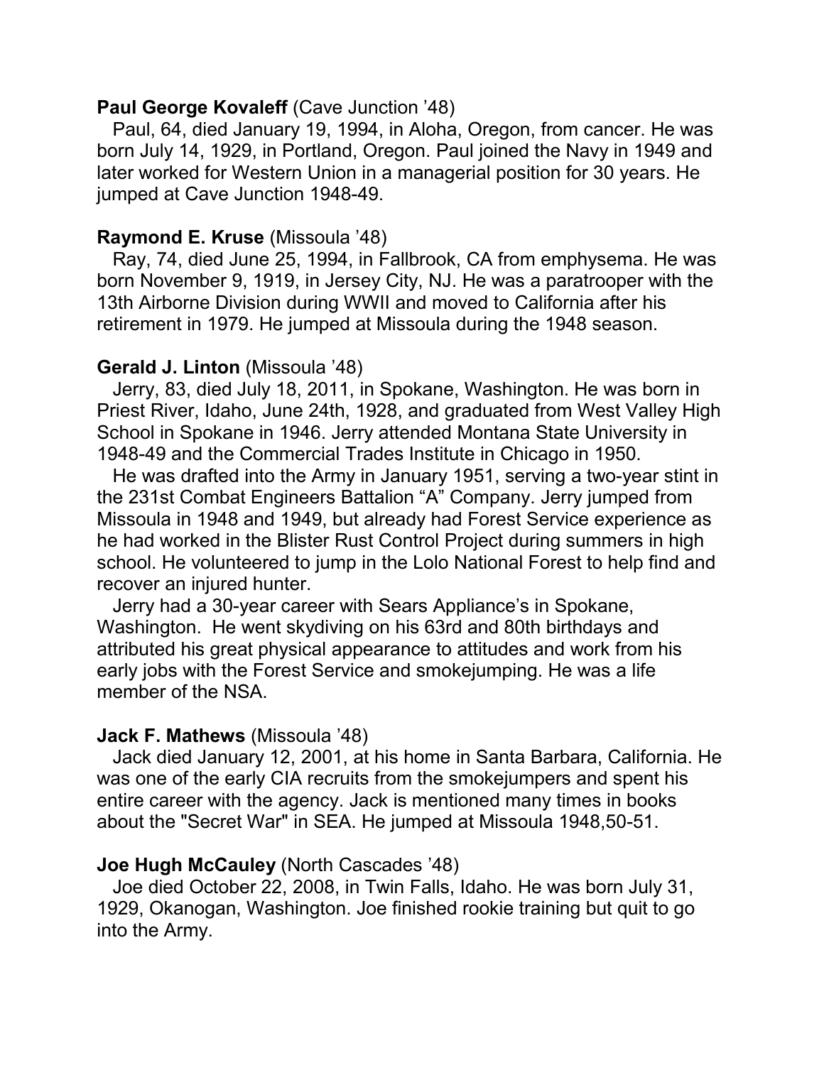**Paul George Kovaleff** (Cave Junction ’48)

Paul, 64, died January 19, 1994, in Aloha, Oregon, from cancer. He was born July 14, 1929, in Portland, Oregon. Paul joined the Navy in 1949 and later worked for Western Union in a managerial position for 30 years. He jumped at Cave Junction 1948-49.

**Raymond E. Kruse** (Missoula ’48)

Ray, 74, died June 25, 1994, in Fallbrook, CA from emphysema. He was born November 9, 1919, in Jersey City, NJ. He was a paratrooper with the 13th Airborne Division during WWII and moved to California after his retirement in 1979. He jumped at Missoula during the 1948 season.

**Gerald J. Linton** (Missoula ’48)

Jerry, 83, died July 18, 2011, in Spokane, Washington. He was born in Priest River, Idaho, June 24th, 1928, and graduated from West Valley High School in Spokane in 1946. Jerry attended Montana State University in 1948-49 and the Commercial Trades Institute in Chicago in 1950.

He was drafted into the Army in January 1951, serving a two-year stint in the 231st Combat Engineers Battalion “A” Company. Jerry jumped from Missoula in 1948 and 1949, but already had Forest Service experience as he had worked in the Blister Rust Control Project during summers in high school. He volunteered to jump in the Lolo National Forest to help find and recover an injured hunter.

Jerry had a 30-year career with Sears Appliance’s in Spokane, Washington. He went skydiving on his 63rd and 80th birthdays and attributed his great physical appearance to attitudes and work from his early jobs with the Forest Service and smokejumping. He was a life member of the NSA.

**Jack F. Mathews** (Missoula ’48)

Jack died January 12, 2001, at his home in Santa Barbara, California. He was one of the early CIA recruits from the smokejumpers and spent his entire career with the agency. Jack is mentioned many times in books about the "Secret War" in SEA. He jumped at Missoula 1948,50-51.

**Joe Hugh McCauley** (North Cascades ’48)

Joe died October 22, 2008, in Twin Falls, Idaho. He was born July 31, 1929, Okanogan, Washington. Joe finished rookie training but quit to go into the Army.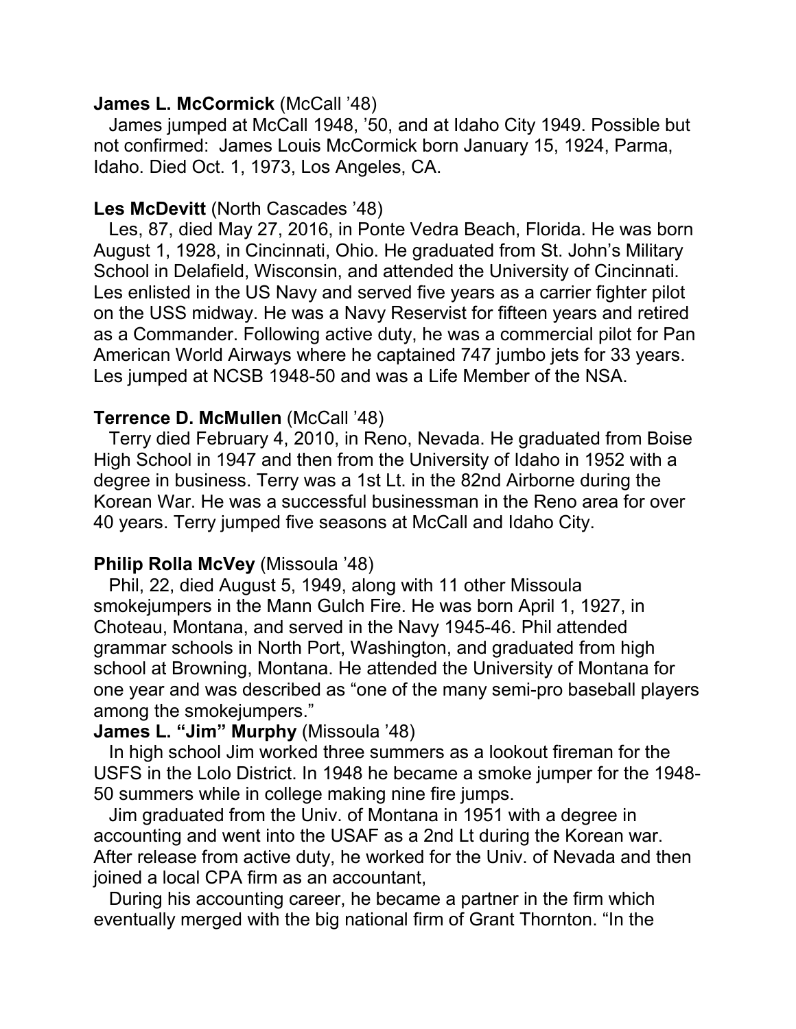**James L. McCormick** (McCall '48)

James jumped at McCall 1948, '50, and at Idaho City 1949. Possible but not confirmed: James Louis McCormick born January 15, 1924, Parma, Idaho. Died Oct. 1, 1973, Los Angeles, CA.

**Les McDevitt** (North Cascades '48)

Les, 87, died May 27, 2016, in Ponte Vedra Beach, Florida. He was born August 1, 1928, in Cincinnati, Ohio. He graduated from St. John's Military School in Delafield, Wisconsin, and attended the University of Cincinnati. Les enlisted in the US Navy and served five years as a carrier fighter pilot on the USS midway. He was a Navy Reservist for fifteen years and retired as a Commander. Following active duty, he was a commercial pilot for Pan American World Airways where he captained 747 jumbo jets for 33 years. Les jumped at NCSB 1948-50 and was a Life Member of the NSA.

**Terrence D. McMullen** (McCall '48)

Terry died February 4, 2010, in Reno, Nevada. He graduated from Boise High School in 1947 and then from the University of Idaho in 1952 with a degree in business. Terry was a 1st Lt. in the 82nd Airborne during the Korean War. He was a successful businessman in the Reno area for over 40 years. Terry jumped five seasons at McCall and Idaho City.

**Philip Rolla McVey** (Missoula '48)

Phil, 22, died August 5, 1949, along with 11 other Missoula smokejumpers in the Mann Gulch Fire. He was born April 1, 1927, in Choteau, Montana, and served in the Navy 1945-46. Phil attended grammar schools in North Port, Washington, and graduated from high school at Browning, Montana. He attended the University of Montana for one year and was described as "one of the many semi-pro baseball players among the smokejumpers."

**James L. "Jim" Murphy** (Missoula '48)

In high school Jim worked three summers as a lookout fireman for the USFS in the Lolo District. In 1948 he became a smoke jumper for the 1948-50 summers while in college making nine fire jumps.

Jim graduated from the Univ. of Montana in 1951 with a degree in accounting and went into the USAF as a 2nd Lt during the Korean war. After release from active duty, he worked for the Univ. of Nevada and then joined a local CPA firm as an accountant,

During his accounting career, he became a partner in the firm which eventually merged with the big national firm of Grant Thornton. "In the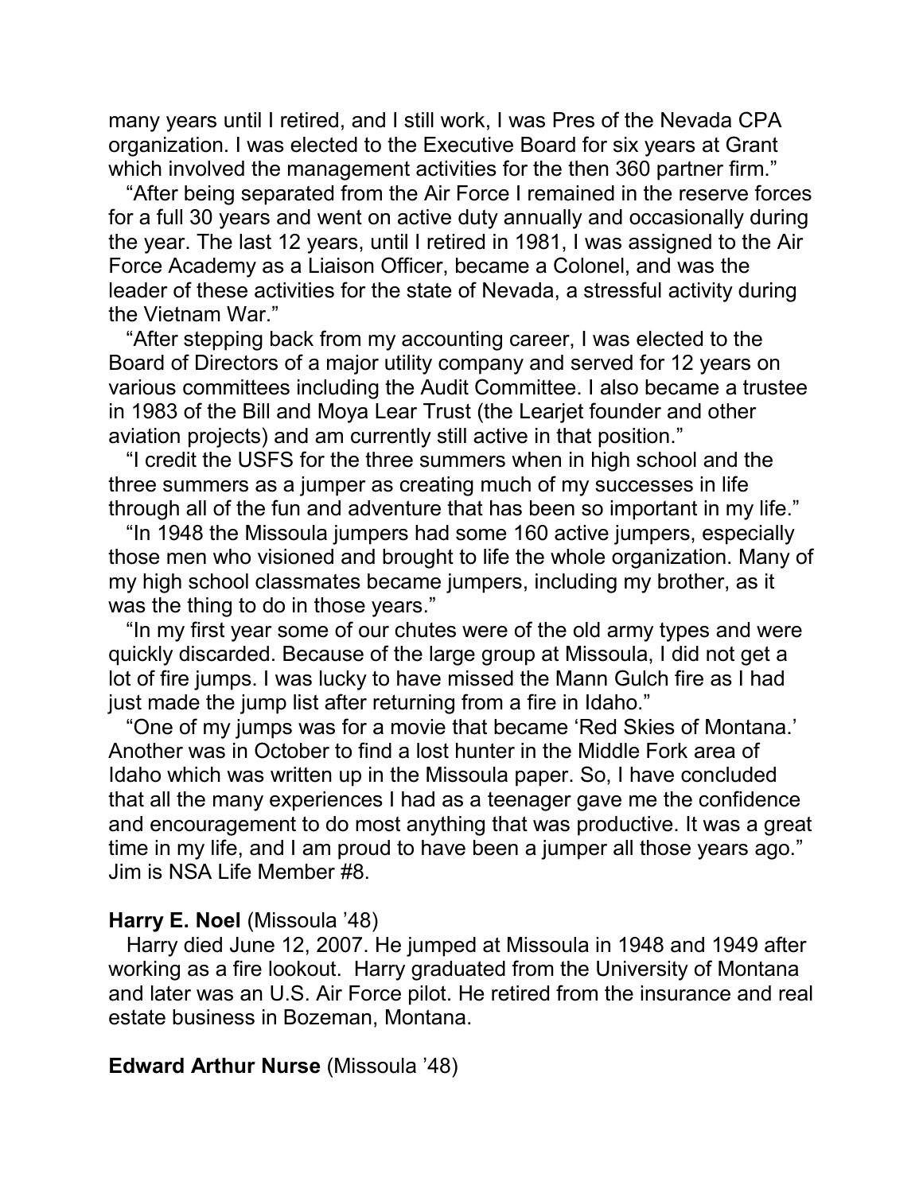many years until I retired, and I still work, I was Pres of the Nevada CPA organization. I was elected to the Executive Board for six years at Grant which involved the management activities for the then 360 partner firm."

"After being separated from the Air Force I remained in the reserve forces for a full 30 years and went on active duty annually and occasionally during the year. The last 12 years, until I retired in 1981, I was assigned to the Air Force Academy as a Liaison Officer, became a Colonel, and was the leader of these activities for the state of Nevada, a stressful activity during the Vietnam War."

"After stepping back from my accounting career, I was elected to the Board of Directors of a major utility company and served for 12 years on various committees including the Audit Committee. I also became a trustee in 1983 of the Bill and Moya Lear Trust (the Learjet founder and other aviation projects) and am currently still active in that position."

"I credit the USFS for the three summers when in high school and the three summers as a jumper as creating much of my successes in life through all of the fun and adventure that has been so important in my life."

"In 1948 the Missoula jumpers had some 160 active jumpers, especially those men who visioned and brought to life the whole organization. Many of my high school classmates became jumpers, including my brother, as it was the thing to do in those years."

"In my first year some of our chutes were of the old army types and were quickly discarded. Because of the large group at Missoula, I did not get a lot of fire jumps. I was lucky to have missed the Mann Gulch fire as I had just made the jump list after returning from a fire in Idaho."

"One of my jumps was for a movie that became 'Red Skies of Montana.' Another was in October to find a lost hunter in the Middle Fork area of Idaho which was written up in the Missoula paper. So, I have concluded that all the many experiences I had as a teenager gave me the confidence and encouragement to do most anything that was productive. It was a great time in my life, and I am proud to have been a jumper all those years ago." Jim is NSA Life Member #8.

**Harry E. Noel** (Missoula '48)

Harry died June 12, 2007. He jumped at Missoula in 1948 and 1949 after working as a fire lookout. Harry graduated from the University of Montana and later was an U.S. Air Force pilot. He retired from the insurance and real estate business in Bozeman, Montana.

**Edward Arthur Nurse** (Missoula '48)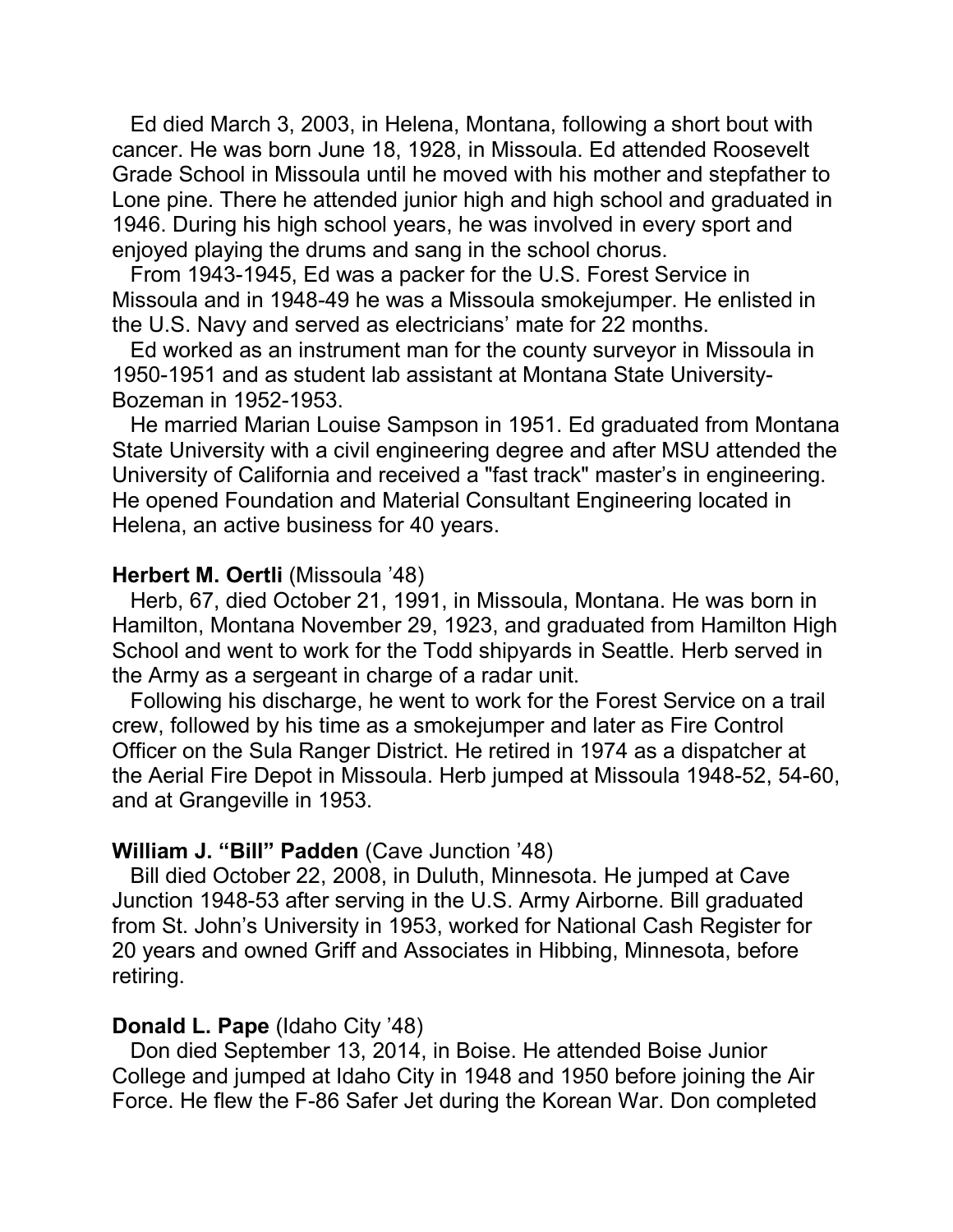Ed died March 3, 2003, in Helena, Montana, following a short bout with cancer. He was born June 18, 1928, in Missoula. Ed attended Roosevelt Grade School in Missoula until he moved with his mother and stepfather to Lone pine. There he attended junior high and high school and graduated in 1946. During his high school years, he was involved in every sport and enjoyed playing the drums and sang in the school chorus.

From 1943-1945, Ed was a packer for the U.S. Forest Service in Missoula and in 1948-49 he was a Missoula smokejumper. He enlisted in the U.S. Navy and served as electricians' mate for 22 months.

Ed worked as an instrument man for the county surveyor in Missoula in 1950-1951 and as student lab assistant at Montana State University-Bozeman in 1952-1953.

He married Marian Louise Sampson in 1951. Ed graduated from Montana State University with a civil engineering degree and after MSU attended the University of California and received a "fast track" master's in engineering. He opened Foundation and Material Consultant Engineering located in Helena, an active business for 40 years.

**Herbert M. Oertli** (Missoula '48)

Herb, 67, died October 21, 1991, in Missoula, Montana. He was born in Hamilton, Montana November 29, 1923, and graduated from Hamilton High School and went to work for the Todd shipyards in Seattle. Herb served in the Army as a sergeant in charge of a radar unit.

Following his discharge, he went to work for the Forest Service on a trail crew, followed by his time as a smokejumper and later as Fire Control Officer on the Sula Ranger District. He retired in 1974 as a dispatcher at the Aerial Fire Depot in Missoula. Herb jumped at Missoula 1948-52, 54-60, and at Grangeville in 1953.

**William J. "Bill" Padden** (Cave Junction '48)

Bill died October 22, 2008, in Duluth, Minnesota. He jumped at Cave Junction 1948-53 after serving in the U.S. Army Airborne. Bill graduated from St. John's University in 1953, worked for National Cash Register for 20 years and owned Griff and Associates in Hibbing, Minnesota, before retiring.

**Donald L. Pape** (Idaho City '48)

Don died September 13, 2014, in Boise. He attended Boise Junior College and jumped at Idaho City in 1948 and 1950 before joining the Air Force. He flew the F-86 Safer Jet during the Korean War. Don completed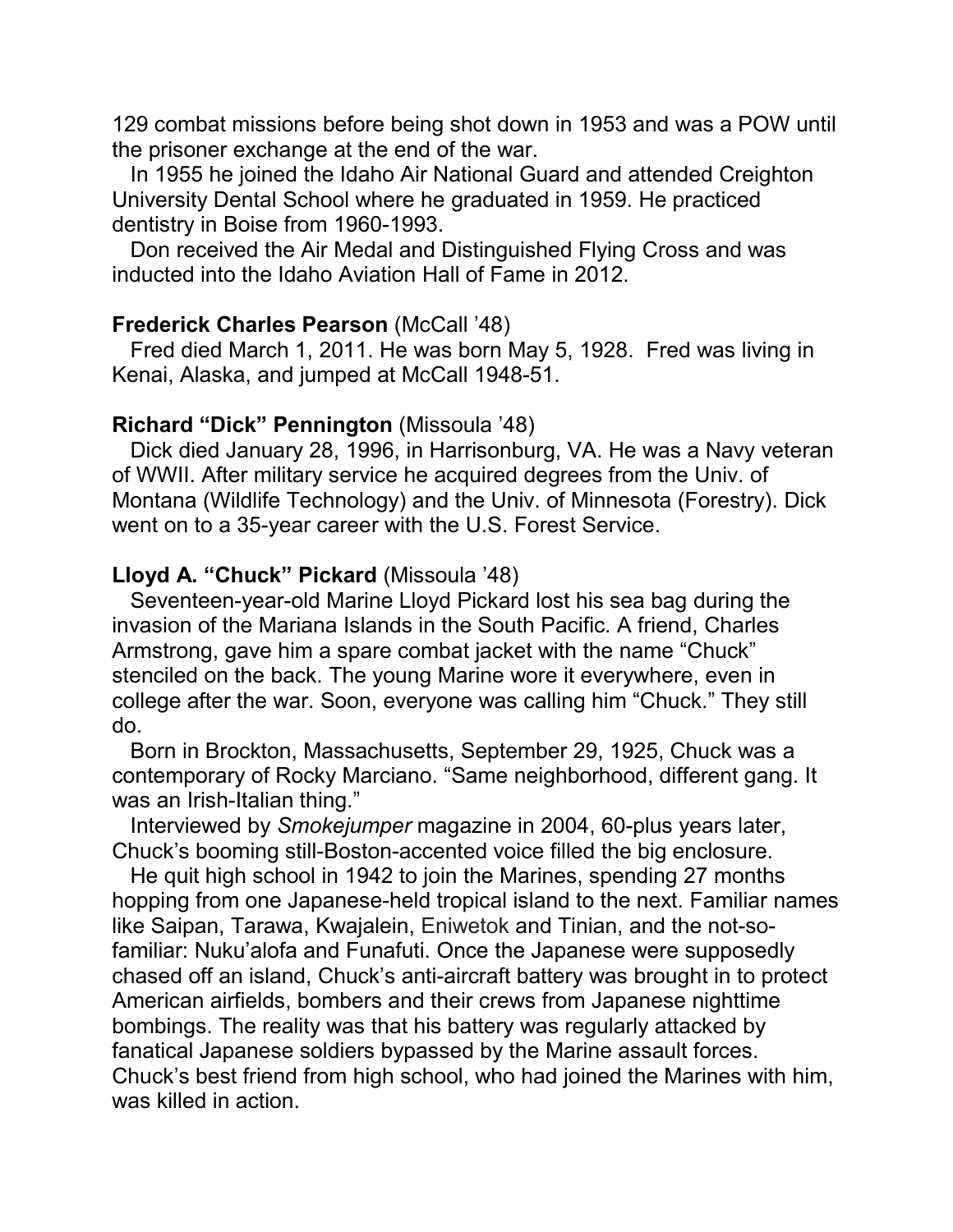129 combat missions before being shot down in 1953 and was a POW until the prisoner exchange at the end of the war.

In 1955 he joined the Idaho Air National Guard and attended Creighton University Dental School where he graduated in 1959. He practiced dentistry in Boise from 1960-1993.

Don received the Air Medal and Distinguished Flying Cross and was inducted into the Idaho Aviation Hall of Fame in 2012.

**Frederick Charles Pearson** (McCall '48)

Fred died March 1, 2011. He was born May 5, 1928. Fred was living in Kenai, Alaska, and jumped at McCall 1948-51.

**Richard "Dick" Pennington** (Missoula '48)

Dick died January 28, 1996, in Harrisonburg, VA. He was a Navy veteran of WWII. After military service he acquired degrees from the Univ. of Montana (Wildlife Technology) and the Univ. of Minnesota (Forestry). Dick went on to a 35-year career with the U.S. Forest Service.

**Lloyd A. "Chuck" Pickard** (Missoula '48)

Seventeen-year-old Marine Lloyd Pickard lost his sea bag during the invasion of the Mariana Islands in the South Pacific. A friend, Charles Armstrong, gave him a spare combat jacket with the name "Chuck" stenciled on the back. The young Marine wore it everywhere, even in college after the war. Soon, everyone was calling him "Chuck." They still do.

Born in Brockton, Massachusetts, September 29, 1925, Chuck was a contemporary of Rocky Marciano. "Same neighborhood, different gang. It was an Irish-Italian thing."

Interviewed by *Smokejumper* magazine in 2004, 60-plus years later, Chuck's booming still-Boston-accented voice filled the big enclosure.

He quit high school in 1942 to join the Marines, spending 27 months hopping from one Japanese-held tropical island to the next. Familiar names like Saipan, Tarawa, Kwajalein, Eniwetok and Tinian, and the not-so-familiar: Nuku'alofa and Funafuti. Once the Japanese were supposedly chased off an island, Chuck's anti-aircraft battery was brought in to protect American airfields, bombers and their crews from Japanese nighttime bombings. The reality was that his battery was regularly attacked by fanatical Japanese soldiers bypassed by the Marine assault forces. Chuck's best friend from high school, who had joined the Marines with him, was killed in action.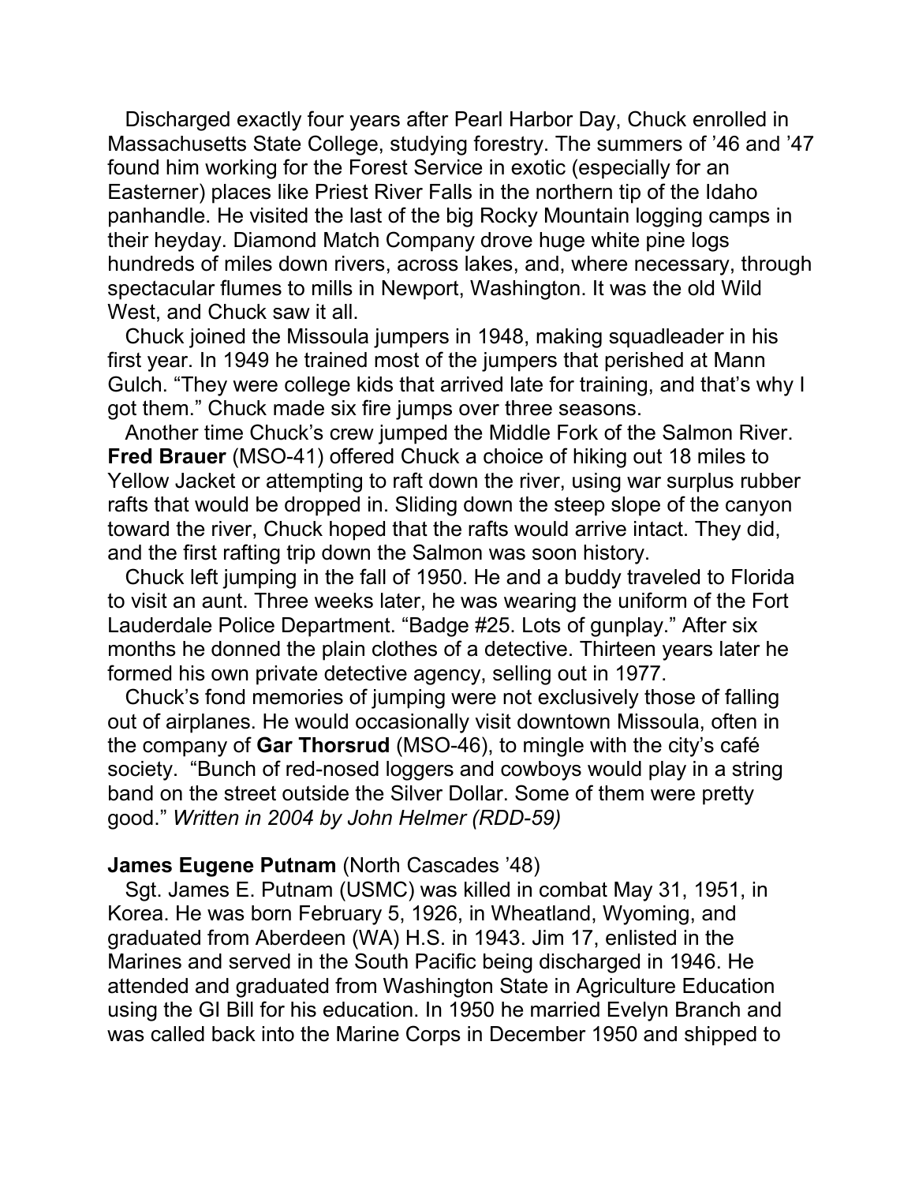Discharged exactly four years after Pearl Harbor Day, Chuck enrolled in Massachusetts State College, studying forestry. The summers of ’46 and ’47 found him working for the Forest Service in exotic (especially for an Easterner) places like Priest River Falls in the northern tip of the Idaho panhandle. He visited the last of the big Rocky Mountain logging camps in their heyday. Diamond Match Company drove huge white pine logs hundreds of miles down rivers, across lakes, and, where necessary, through spectacular flumes to mills in Newport, Washington. It was the old Wild West, and Chuck saw it all.

Chuck joined the Missoula jumpers in 1948, making squadleader in his first year. In 1949 he trained most of the jumpers that perished at Mann Gulch. “They were college kids that arrived late for training, and that’s why I got them.” Chuck made six fire jumps over three seasons.

Another time Chuck’s crew jumped the Middle Fork of the Salmon River. **Fred Brauer** (MSO-41) offered Chuck a choice of hiking out 18 miles to Yellow Jacket or attempting to raft down the river, using war surplus rubber rafts that would be dropped in. Sliding down the steep slope of the canyon toward the river, Chuck hoped that the rafts would arrive intact. They did, and the first rafting trip down the Salmon was soon history.

Chuck left jumping in the fall of 1950. He and a buddy traveled to Florida to visit an aunt. Three weeks later, he was wearing the uniform of the Fort Lauderdale Police Department. “Badge #25. Lots of gunplay.” After six months he donned the plain clothes of a detective. Thirteen years later he formed his own private detective agency, selling out in 1977.

Chuck’s fond memories of jumping were not exclusively those of falling out of airplanes. He would occasionally visit downtown Missoula, often in the company of **Gar Thorsrud** (MSO-46), to mingle with the city’s café society. “Bunch of red-nosed loggers and cowboys would play in a string band on the street outside the Silver Dollar. Some of them were pretty good.” *Written in 2004 by John Helmer (RDD-59)*

**James Eugene Putnam** (North Cascades ’48)

Sgt. James E. Putnam (USMC) was killed in combat May 31, 1951, in Korea. He was born February 5, 1926, in Wheatland, Wyoming, and graduated from Aberdeen (WA) H.S. in 1943. Jim 17, enlisted in the Marines and served in the South Pacific being discharged in 1946. He attended and graduated from Washington State in Agriculture Education using the GI Bill for his education. In 1950 he married Evelyn Branch and was called back into the Marine Corps in December 1950 and shipped to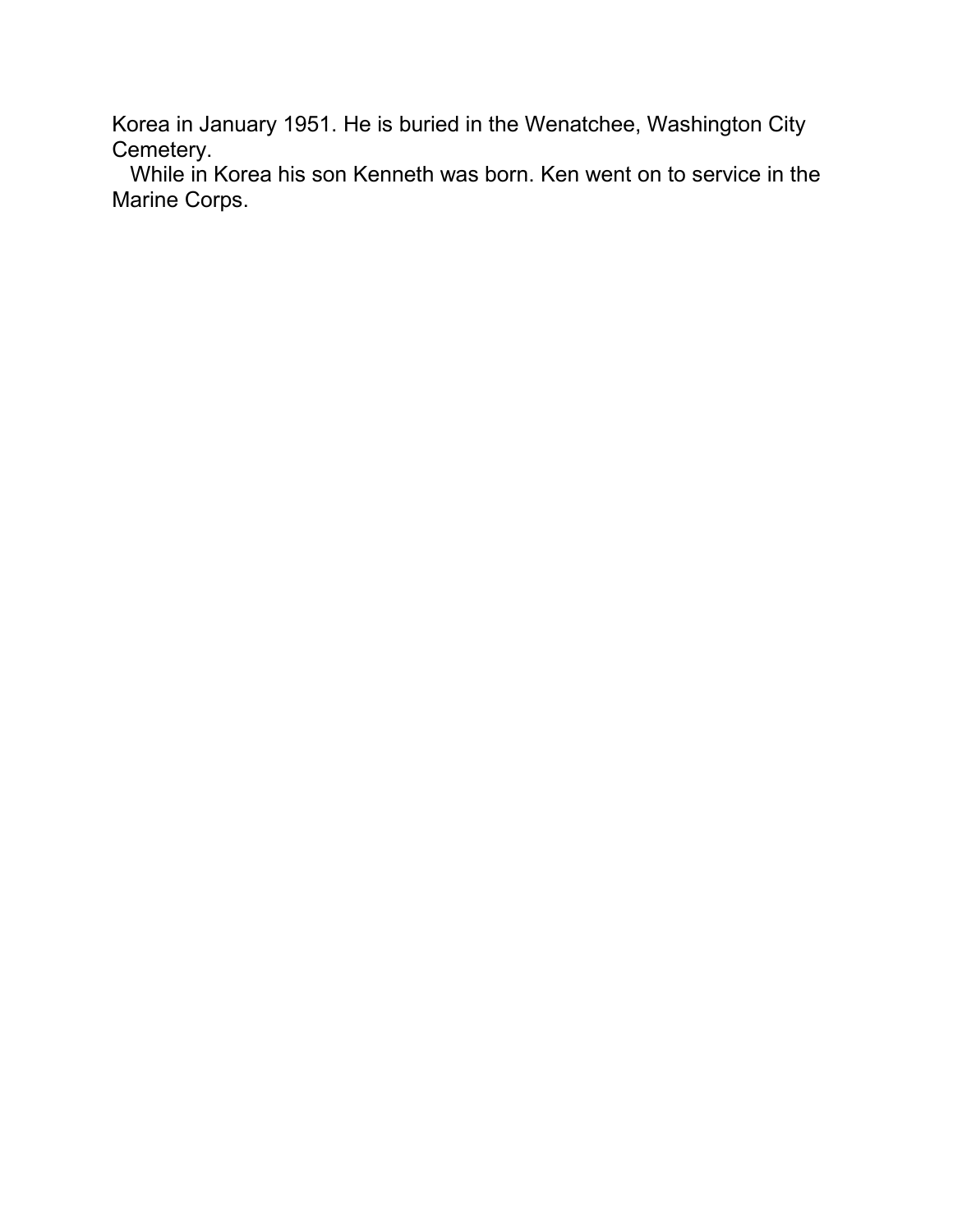Korea in January 1951. He is buried in the Wenatchee, Washington City Cemetery.

While in Korea his son Kenneth was born. Ken went on to service in the Marine Corps.